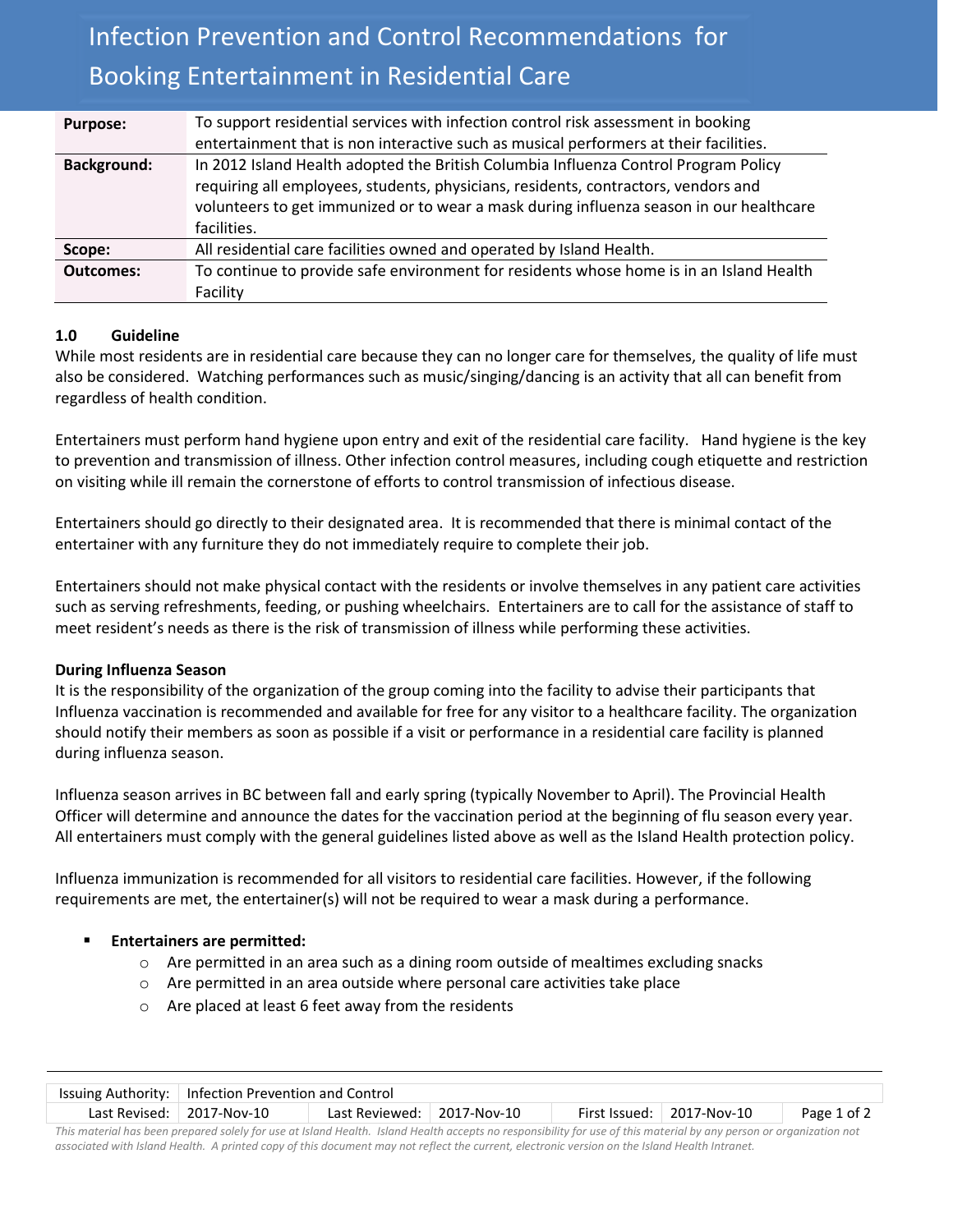# Infection Prevention and Control Recommendations for Booking Entertainment in Residential Care

| | |
|---|---|
| **Purpose:** | To support residential services with infection control risk assessment in booking entertainment that is non interactive such as musical performers at their facilities. |
| **Background:** | In 2012 Island Health adopted the British Columbia Influenza Control Program Policy requiring all employees, students, physicians, residents, contractors, vendors and volunteers to get immunized or to wear a mask during influenza season in our healthcare facilities. |
| **Scope:** | All residential care facilities owned and operated by Island Health. |
| **Outcomes:** | To continue to provide safe environment for residents whose home is in an Island Health Facility |

## 1.0 Guideline

While most residents are in residential care because they can no longer care for themselves, the quality of life must also be considered. Watching performances such as music/singing/dancing is an activity that all can benefit from regardless of health condition.

Entertainers must perform hand hygiene upon entry and exit of the residential care facility. Hand hygiene is the key to prevention and transmission of illness. Other infection control measures, including cough etiquette and restriction on visiting while ill remain the cornerstone of efforts to control transmission of infectious disease.

Entertainers should go directly to their designated area. It is recommended that there is minimal contact of the entertainer with any furniture they do not immediately require to complete their job.

Entertainers should not make physical contact with the residents or involve themselves in any patient care activities such as serving refreshments, feeding, or pushing wheelchairs. Entertainers are to call for the assistance of staff to meet resident's needs as there is the risk of transmission of illness while performing these activities.

### During Influenza Season

It is the responsibility of the organization of the group coming into the facility to advise their participants that Influenza vaccination is recommended and available for free for any visitor to a healthcare facility. The organization should notify their members as soon as possible if a visit or performance in a residential care facility is planned during influenza season.

Influenza season arrives in BC between fall and early spring (typically November to April). The Provincial Health Officer will determine and announce the dates for the vaccination period at the beginning of flu season every year. All entertainers must comply with the general guidelines listed above as well as the Island Health protection policy.

Influenza immunization is recommended for all visitors to residential care facilities. However, if the following requirements are met, the entertainer(s) will not be required to wear a mask during a performance.

- **Entertainers are permitted:**
  - Are permitted in an area such as a dining room outside of mealtimes excluding snacks
  - Are permitted in an area outside where personal care activities take place
  - Are placed at least 6 feet away from the residents

| Issuing Authority: | Infection Prevention and Control | | | | |
|---|---|---|---|---|---|
| Last Revised: | 2017-Nov-10 | Last Reviewed: | 2017-Nov-10 | First Issued: | 2017-Nov-10 |

*This material has been prepared solely for use at Island Health. Island Health accepts no responsibility for use of this material by any person or organization not associated with Island Health. A printed copy of this document may not reflect the current, electronic version on the Island Health Intranet.*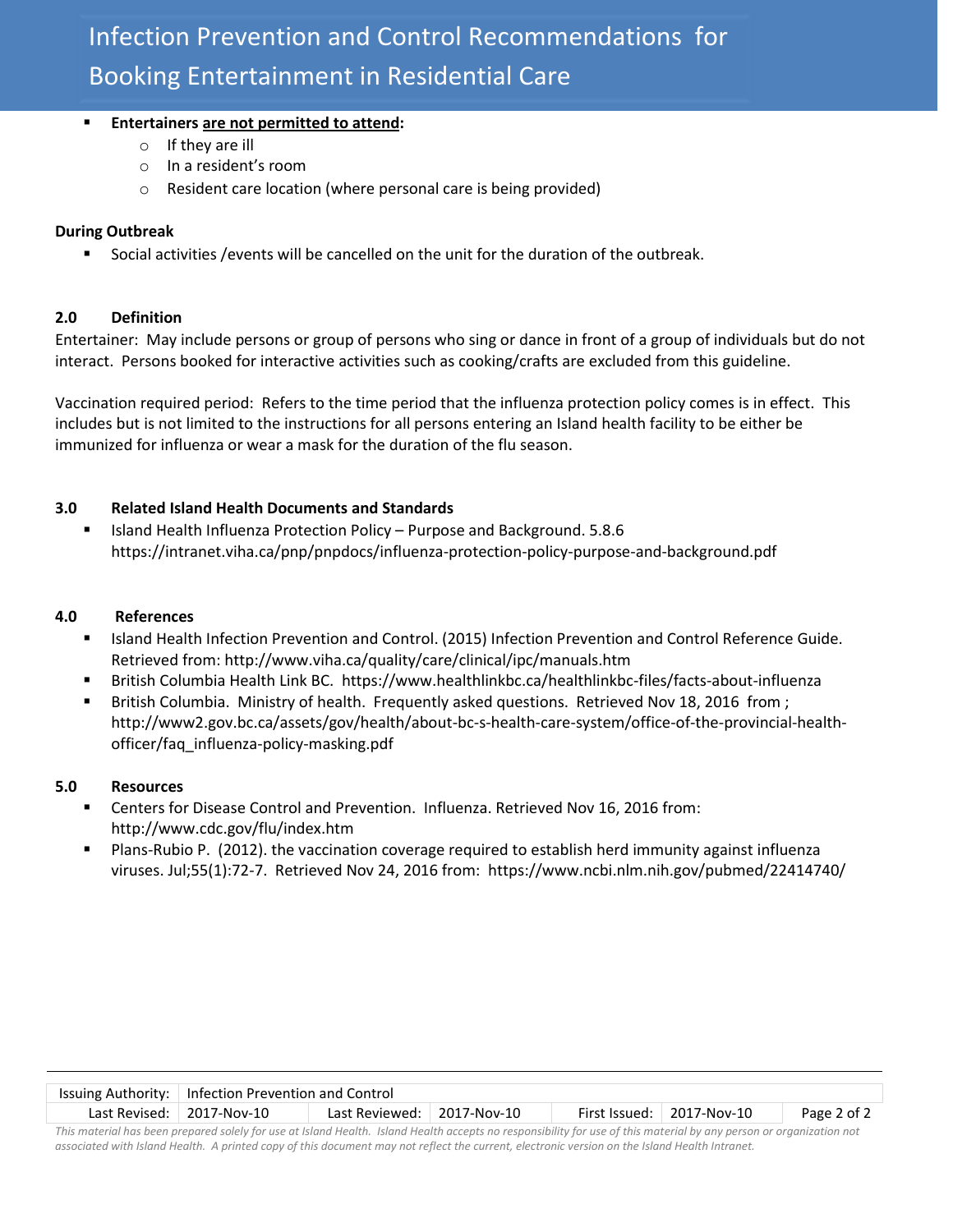- **Entertainers <u>are not permitted to attend</u>:**
  - If they are ill
  - In a resident's room
  - Resident care location (where personal care is being provided)

**During Outbreak**

- Social activities /events will be cancelled on the unit for the duration of the outbreak.

## 2.0 Definition

Entertainer: May include persons or group of persons who sing or dance in front of a group of individuals but do not interact. Persons booked for interactive activities such as cooking/crafts are excluded from this guideline.

Vaccination required period: Refers to the time period that the influenza protection policy comes is in effect. This includes but is not limited to the instructions for all persons entering an Island health facility to be either be immunized for influenza or wear a mask for the duration of the flu season.

## 3.0 Related Island Health Documents and Standards

- Island Health Influenza Protection Policy – Purpose and Background. 5.8.6 https://intranet.viha.ca/pnp/pnpdocs/influenza-protection-policy-purpose-and-background.pdf

## 4.0 References

- Island Health Infection Prevention and Control. (2015) Infection Prevention and Control Reference Guide. Retrieved from: http://www.viha.ca/quality/care/clinical/ipc/manuals.htm
- British Columbia Health Link BC. https://www.healthlinkbc.ca/healthlinkbc-files/facts-about-influenza
- British Columbia. Ministry of health. Frequently asked questions. Retrieved Nov 18, 2016 from ; http://www2.gov.bc.ca/assets/gov/health/about-bc-s-health-care-system/office-of-the-provincial-health-officer/faq_influenza-policy-masking.pdf

## 5.0 Resources

- Centers for Disease Control and Prevention. Influenza. Retrieved Nov 16, 2016 from: http://www.cdc.gov/flu/index.htm
- Plans-Rubio P. (2012). the vaccination coverage required to establish herd immunity against influenza viruses. Jul;55(1):72-7. Retrieved Nov 24, 2016 from: https://www.ncbi.nlm.nih.gov/pubmed/22414740/

| | | | | | | |
|---|---|---|---|---|---|---|
| Issuing Authority: | Infection Prevention and Control | | | | | |
| Last Revised: | 2017-Nov-10 | Last Reviewed: | 2017-Nov-10 | First Issued: | 2017-Nov-10 | Page 2 of 2 |

*This material has been prepared solely for use at Island Health. Island Health accepts no responsibility for use of this material by any person or organization not associated with Island Health. A printed copy of this document may not reflect the current, electronic version on the Island Health Intranet.*